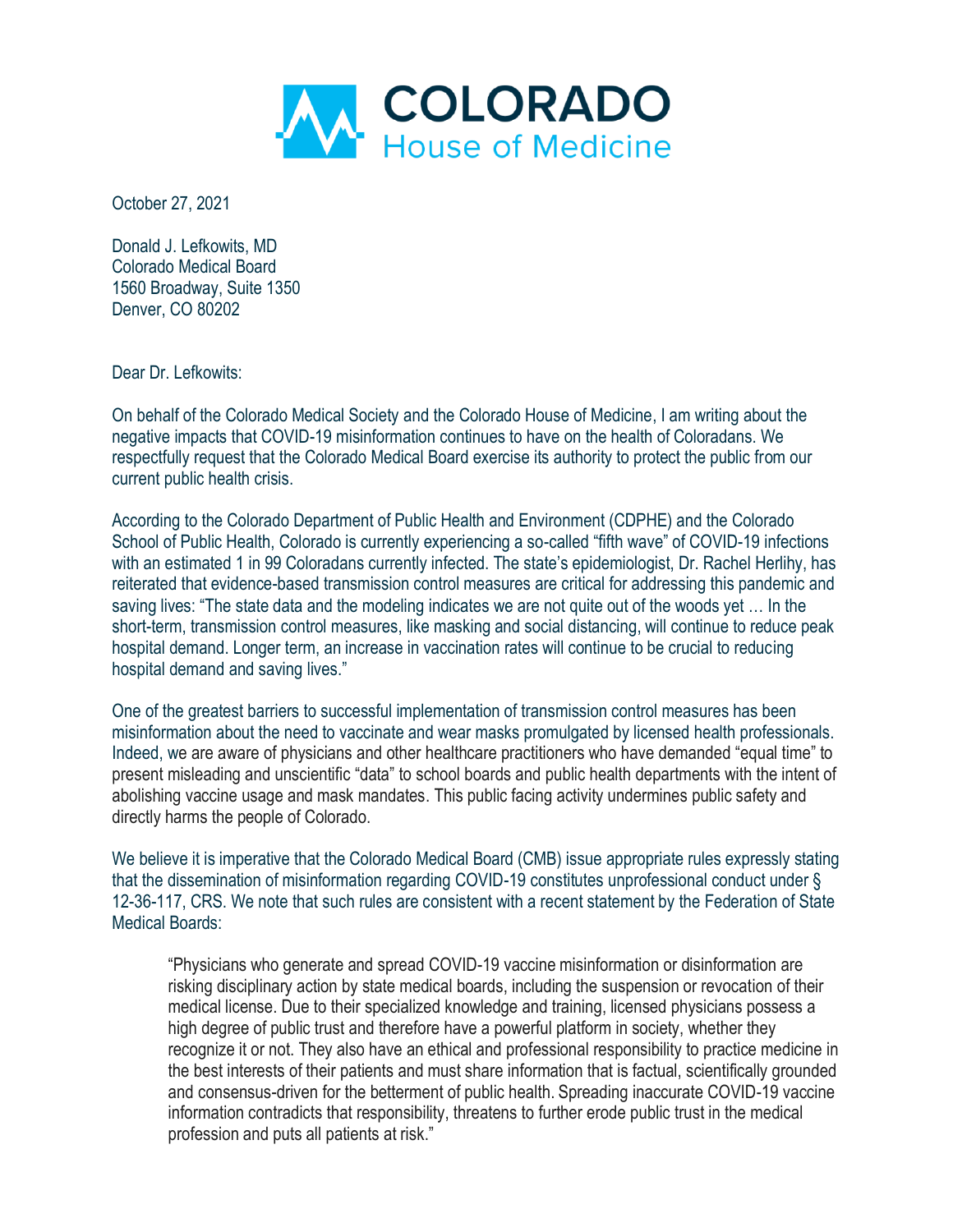COLORADO
House of Medicine

October 27, 2021

Donald J. Lefkowits, MD
Colorado Medical Board
1560 Broadway, Suite 1350
Denver, CO 80202

Dear Dr. Lefkowits:

On behalf of the Colorado Medical Society and the Colorado House of Medicine, I am writing about the negative impacts that COVID-19 misinformation continues to have on the health of Coloradans. We respectfully request that the Colorado Medical Board exercise its authority to protect the public from our current public health crisis.

According to the Colorado Department of Public Health and Environment (CDPHE) and the Colorado School of Public Health, Colorado is currently experiencing a so-called "fifth wave" of COVID-19 infections with an estimated 1 in 99 Coloradans currently infected. The state's epidemiologist, Dr. Rachel Herlihy, has reiterated that evidence-based transmission control measures are critical for addressing this pandemic and saving lives: "The state data and the modeling indicates we are not quite out of the woods yet … In the short-term, transmission control measures, like masking and social distancing, will continue to reduce peak hospital demand. Longer term, an increase in vaccination rates will continue to be crucial to reducing hospital demand and saving lives."

One of the greatest barriers to successful implementation of transmission control measures has been misinformation about the need to vaccinate and wear masks promulgated by licensed health professionals. Indeed, we are aware of physicians and other healthcare practitioners who have demanded "equal time" to present misleading and unscientific "data" to school boards and public health departments with the intent of abolishing vaccine usage and mask mandates. This public facing activity undermines public safety and directly harms the people of Colorado.

We believe it is imperative that the Colorado Medical Board (CMB) issue appropriate rules expressly stating that the dissemination of misinformation regarding COVID-19 constitutes unprofessional conduct under § 12-36-117, CRS. We note that such rules are consistent with a recent statement by the Federation of State Medical Boards:

> "Physicians who generate and spread COVID-19 vaccine misinformation or disinformation are risking disciplinary action by state medical boards, including the suspension or revocation of their medical license. Due to their specialized knowledge and training, licensed physicians possess a high degree of public trust and therefore have a powerful platform in society, whether they recognize it or not. They also have an ethical and professional responsibility to practice medicine in the best interests of their patients and must share information that is factual, scientifically grounded and consensus-driven for the betterment of public health. Spreading inaccurate COVID-19 vaccine information contradicts that responsibility, threatens to further erode public trust in the medical profession and puts all patients at risk."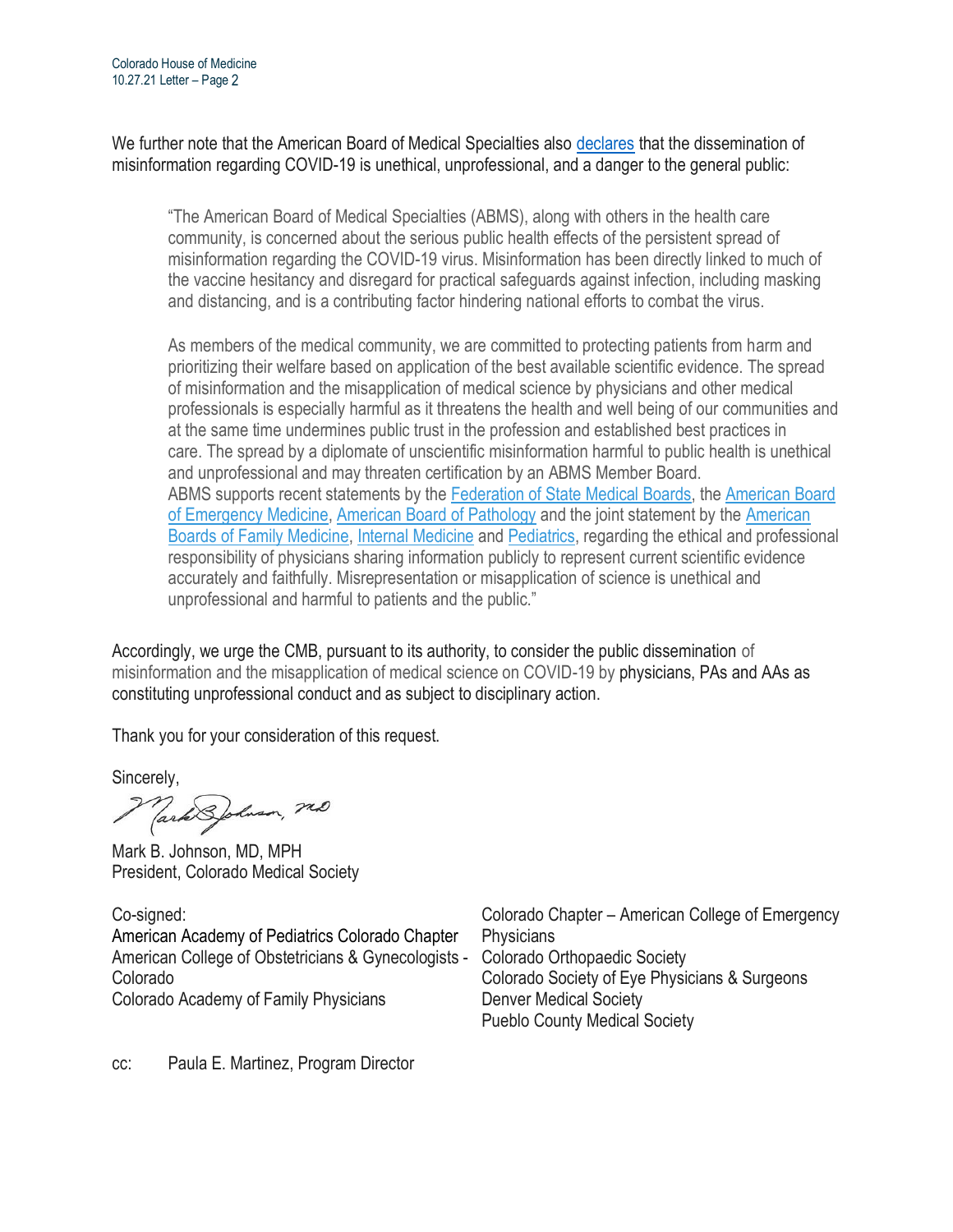We further note that the American Board of Medical Specialties also declares that the dissemination of misinformation regarding COVID-19 is unethical, unprofessional, and a danger to the general public:

> "The American Board of Medical Specialties (ABMS), along with others in the health care community, is concerned about the serious public health effects of the persistent spread of misinformation regarding the COVID-19 virus. Misinformation has been directly linked to much of the vaccine hesitancy and disregard for practical safeguards against infection, including masking and distancing, and is a contributing factor hindering national efforts to combat the virus.
>
> As members of the medical community, we are committed to protecting patients from harm and prioritizing their welfare based on application of the best available scientific evidence. The spread of misinformation and the misapplication of medical science by physicians and other medical professionals is especially harmful as it threatens the health and well being of our communities and at the same time undermines public trust in the profession and established best practices in care. The spread by a diplomate of unscientific misinformation harmful to public health is unethical and unprofessional and may threaten certification by an ABMS Member Board. ABMS supports recent statements by the Federation of State Medical Boards, the American Board of Emergency Medicine, American Board of Pathology and the joint statement by the American Boards of Family Medicine, Internal Medicine and Pediatrics, regarding the ethical and professional responsibility of physicians sharing information publicly to represent current scientific evidence accurately and faithfully. Misrepresentation or misapplication of science is unethical and unprofessional and harmful to patients and the public."

Accordingly, we urge the CMB, pursuant to its authority, to consider the public dissemination of misinformation and the misapplication of medical science on COVID-19 by physicians, PAs and AAs as constituting unprofessional conduct and as subject to disciplinary action.

Thank you for your consideration of this request.

Sincerely,

Mark B. Johnson, MD, MPH
President, Colorado Medical Society

Co-signed:
American Academy of Pediatrics Colorado Chapter
American College of Obstetricians & Gynecologists - Colorado
Colorado Academy of Family Physicians
Colorado Chapter – American College of Emergency Physicians
Colorado Orthopaedic Society
Colorado Society of Eye Physicians & Surgeons
Denver Medical Society
Pueblo County Medical Society

cc: Paula E. Martinez, Program Director